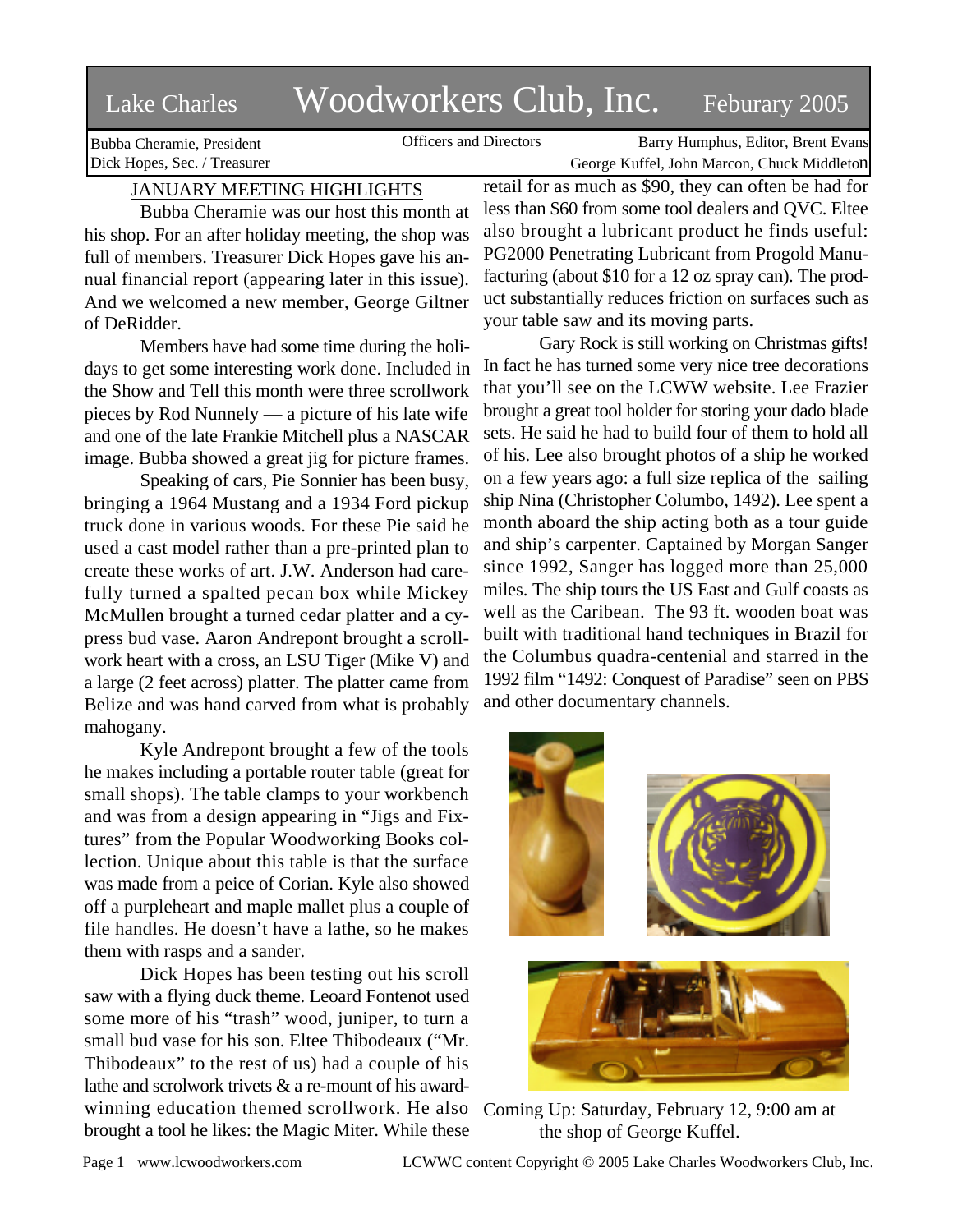# Lake Charles Woodworkers Club, Inc. — Feburary 2005

Bubba Cheramie, President
Dick Hopes, Sec. / Treasurer

Officers and Directors

Barry Humphus, Editor, Brent Evans
George Kuffel, John Marcon, Chuck Middleton

## JANUARY MEETING HIGHLIGHTS

Bubba Cheramie was our host this month at his shop. For an after holiday meeting, the shop was full of members. Treasurer Dick Hopes gave his annual financial report (appearing later in this issue). And we welcomed a new member, George Giltner of DeRidder.

Members have had some time during the holidays to get some interesting work done. Included in the Show and Tell this month were three scrollwork pieces by Rod Nunnely — a picture of his late wife and one of the late Frankie Mitchell plus a NASCAR image. Bubba showed a great jig for picture frames.

Speaking of cars, Pie Sonnier has been busy, bringing a 1964 Mustang and a 1934 Ford pickup truck done in various woods. For these Pie said he used a cast model rather than a pre-printed plan to create these works of art. J.W. Anderson had carefully turned a spalted pecan box while Mickey McMullen brought a turned cedar platter and a cypress bud vase. Aaron Andrepont brought a scrollwork heart with a cross, an LSU Tiger (Mike V) and a large (2 feet across) platter. The platter came from Belize and was hand carved from what is probably mahogany.

Kyle Andrepont brought a few of the tools he makes including a portable router table (great for small shops). The table clamps to your workbench and was from a design appearing in "Jigs and Fixtures" from the Popular Woodworking Books collection. Unique about this table is that the surface was made from a peice of Corian. Kyle also showed off a purpleheart and maple mallet plus a couple of file handles. He doesn't have a lathe, so he makes them with rasps and a sander.

Dick Hopes has been testing out his scroll saw with a flying duck theme. Leoard Fontenot used some more of his "trash" wood, juniper, to turn a small bud vase for his son. Eltee Thibodeaux ("Mr. Thibodeaux" to the rest of us) had a couple of his lathe and scrolwork trivets & a re-mount of his award-winning education themed scrollwork. He also brought a tool he likes: the Magic Miter. While these retail for as much as $90, they can often be had for less than $60 from some tool dealers and QVC. Eltee also brought a lubricant product he finds useful: PG2000 Penetrating Lubricant from Progold Manufacturing (about $10 for a 12 oz spray can). The product substantially reduces friction on surfaces such as your table saw and its moving parts.

Gary Rock is still working on Christmas gifts! In fact he has turned some very nice tree decorations that you'll see on the LCWW website. Lee Frazier brought a great tool holder for storing your dado blade sets. He said he had to build four of them to hold all of his. Lee also brought photos of a ship he worked on a few years ago: a full size replica of the sailing ship Nina (Christopher Columbo, 1492). Lee spent a month aboard the ship acting both as a tour guide and ship's carpenter. Captained by Morgan Sanger since 1992, Sanger has logged more than 25,000 miles. The ship tours the US East and Gulf coasts as well as the Caribean. The 93 ft. wooden boat was built with traditional hand techniques in Brazil for the Columbus quadra-centenial and starred in the 1992 film "1492: Conquest of Paradise" seen on PBS and other documentary channels.

Coming Up: Saturday, February 12, 9:00 am at the shop of George Kuffel.

www.lcwoodworkers.com

LCWWC content Copyright © 2005 Lake Charles Woodworkers Club, Inc.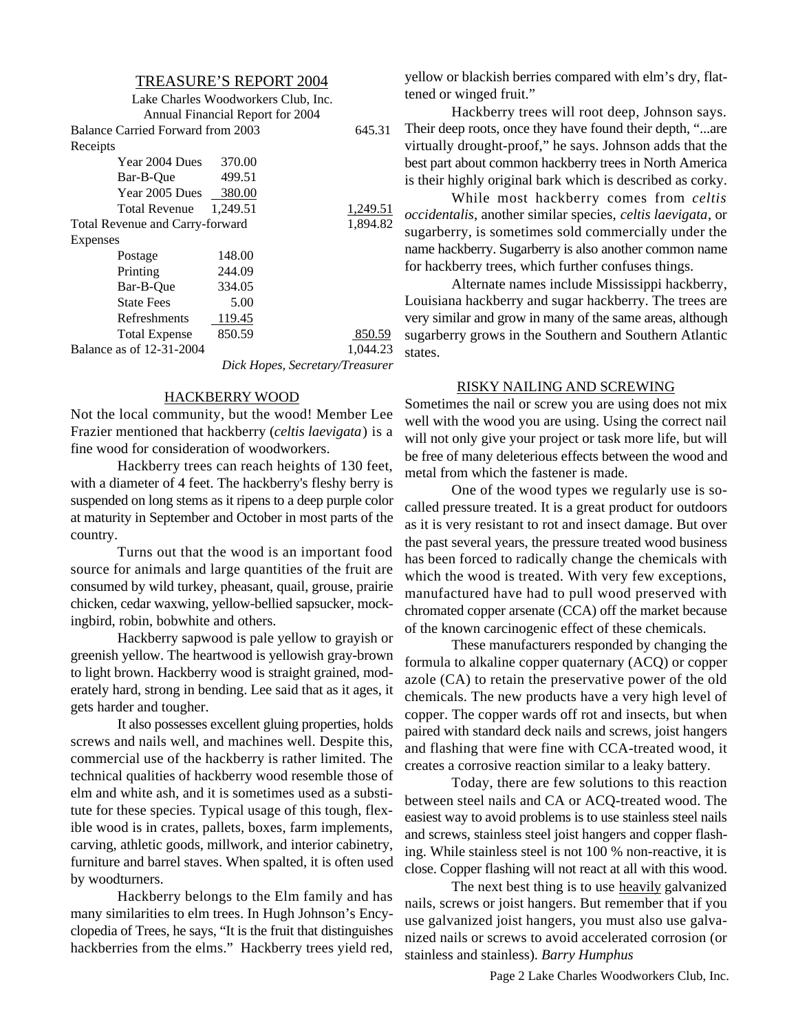## TREASURE'S REPORT 2004

Lake Charles Woodworkers Club, Inc.
Annual Financial Report for 2004

| | | |
|---|---|---|
| Balance Carried Forward from 2003 | | 645.31 |
| Receipts | | |
| Year 2004 Dues | 370.00 | |
| Bar-B-Que | 499.51 | |
| Year 2005 Dues | 380.00 | |
| Total Revenue | 1,249.51 | 1,249.51 |
| Total Revenue and Carry-forward | | 1,894.82 |
| Expenses | | |
| Postage | 148.00 | |
| Printing | 244.09 | |
| Bar-B-Que | 334.05 | |
| State Fees | 5.00 | |
| Refreshments | 119.45 | |
| Total Expense | 850.59 | 850.59 |
| Balance as of 12-31-2004 | | 1,044.23 |

*Dick Hopes, Secretary/Treasurer*

## HACKBERRY WOOD

Not the local community, but the wood! Member Lee Frazier mentioned that hackberry (*celtis laevigata*) is a fine wood for consideration of woodworkers.

Hackberry trees can reach heights of 130 feet, with a diameter of 4 feet. The hackberry's fleshy berry is suspended on long stems as it ripens to a deep purple color at maturity in September and October in most parts of the country.

Turns out that the wood is an important food source for animals and large quantities of the fruit are consumed by wild turkey, pheasant, quail, grouse, prairie chicken, cedar waxwing, yellow-bellied sapsucker, mockingbird, robin, bobwhite and others.

Hackberry sapwood is pale yellow to grayish or greenish yellow. The heartwood is yellowish gray-brown to light brown. Hackberry wood is straight grained, moderately hard, strong in bending. Lee said that as it ages, it gets harder and tougher.

It also possesses excellent gluing properties, holds screws and nails well, and machines well. Despite this, commercial use of the hackberry is rather limited. The technical qualities of hackberry wood resemble those of elm and white ash, and it is sometimes used as a substitute for these species. Typical usage of this tough, flexible wood is in crates, pallets, boxes, farm implements, carving, athletic goods, millwork, and interior cabinetry, furniture and barrel staves. When spalted, it is often used by woodturners.

Hackberry belongs to the Elm family and has many similarities to elm trees. In Hugh Johnson's Encyclopedia of Trees, he says, "It is the fruit that distinguishes hackberries from the elms." Hackberry trees yield red, yellow or blackish berries compared with elm's dry, flattened or winged fruit."

Hackberry trees will root deep, Johnson says. Their deep roots, once they have found their depth, "...are virtually drought-proof," he says. Johnson adds that the best part about common hackberry trees in North America is their highly original bark which is described as corky.

While most hackberry comes from *celtis occidentalis*, another similar species, *celtis laevigata*, or sugarberry, is sometimes sold commercially under the name hackberry. Sugarberry is also another common name for hackberry trees, which further confuses things.

Alternate names include Mississippi hackberry, Louisiana hackberry and sugar hackberry. The trees are very similar and grow in many of the same areas, although sugarberry grows in the Southern and Southern Atlantic states.

## RISKY NAILING AND SCREWING

Sometimes the nail or screw you are using does not mix well with the wood you are using. Using the correct nail will not only give your project or task more life, but will be free of many deleterious effects between the wood and metal from which the fastener is made.

One of the wood types we regularly use is so-called pressure treated. It is a great product for outdoors as it is very resistant to rot and insect damage. But over the past several years, the pressure treated wood business has been forced to radically change the chemicals with which the wood is treated. With very few exceptions, manufactured have had to pull wood preserved with chromated copper arsenate (CCA) off the market because of the known carcinogenic effect of these chemicals.

These manufacturers responded by changing the formula to alkaline copper quaternary (ACQ) or copper azole (CA) to retain the preservative power of the old chemicals. The new products have a very high level of copper. The copper wards off rot and insects, but when paired with standard deck nails and screws, joist hangers and flashing that were fine with CCA-treated wood, it creates a corrosive reaction similar to a leaky battery.

Today, there are few solutions to this reaction between steel nails and CA or ACQ-treated wood. The easiest way to avoid problems is to use stainless steel nails and screws, stainless steel joist hangers and copper flashing. While stainless steel is not 100 % non-reactive, it is close. Copper flashing will not react at all with this wood.

The next best thing is to use heavily galvanized nails, screws or joist hangers. But remember that if you use galvanized joist hangers, you must also use galvanized nails or screws to avoid accelerated corrosion (or stainless and stainless). *Barry Humphus*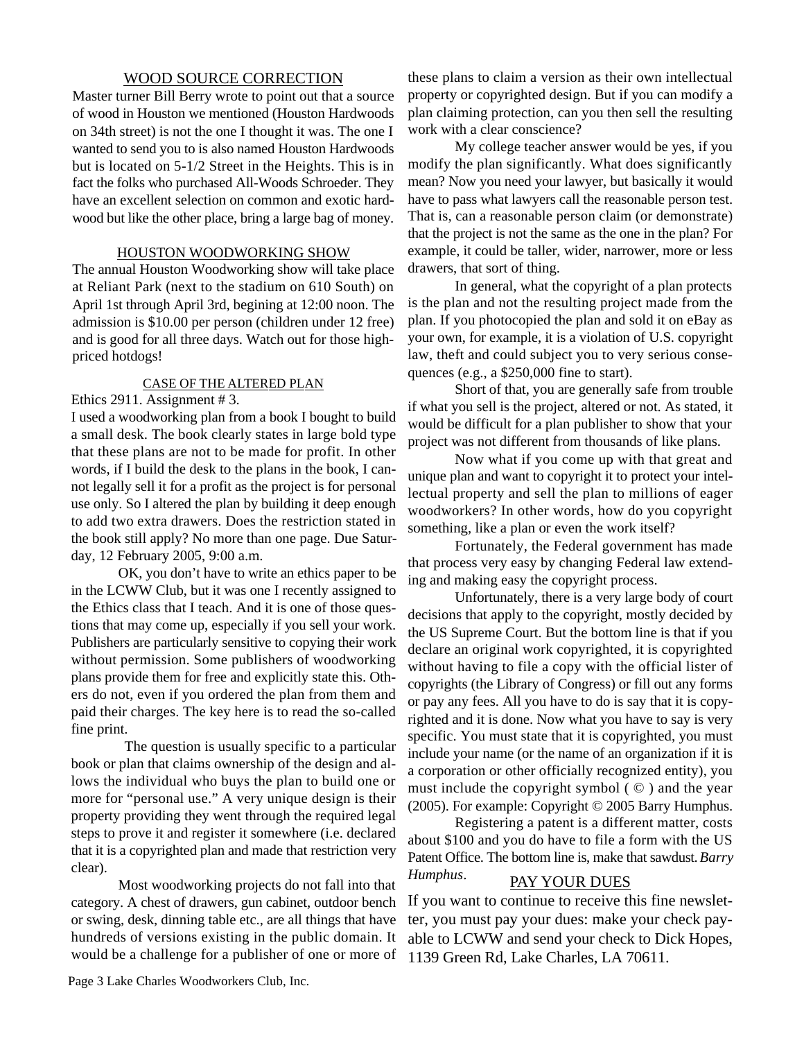## WOOD SOURCE CORRECTION

Master turner Bill Berry wrote to point out that a source of wood in Houston we mentioned (Houston Hardwoods on 34th street) is not the one I thought it was. The one I wanted to send you to is also named Houston Hardwoods but is located on 5-1/2 Street in the Heights. This is in fact the folks who purchased All-Woods Schroeder. They have an excellent selection on common and exotic hardwood but like the other place, bring a large bag of money.

## HOUSTON WOODWORKING SHOW

The annual Houston Woodworking show will take place at Reliant Park (next to the stadium on 610 South) on April 1st through April 3rd, begining at 12:00 noon. The admission is $10.00 per person (children under 12 free) and is good for all three days. Watch out for those high-priced hotdogs!

## CASE OF THE ALTERED PLAN

Ethics 2911. Assignment # 3.

I used a woodworking plan from a book I bought to build a small desk. The book clearly states in large bold type that these plans are not to be made for profit. In other words, if I build the desk to the plans in the book, I cannot legally sell it for a profit as the project is for personal use only. So I altered the plan by building it deep enough to add two extra drawers. Does the restriction stated in the book still apply? No more than one page. Due Saturday, 12 February 2005, 9:00 a.m.

OK, you don't have to write an ethics paper to be in the LCWW Club, but it was one I recently assigned to the Ethics class that I teach. And it is one of those questions that may come up, especially if you sell your work. Publishers are particularly sensitive to copying their work without permission. Some publishers of woodworking plans provide them for free and explicitly state this. Others do not, even if you ordered the plan from them and paid their charges. The key here is to read the so-called fine print.

The question is usually specific to a particular book or plan that claims ownership of the design and allows the individual who buys the plan to build one or more for "personal use." A very unique design is their property providing they went through the required legal steps to prove it and register it somewhere (i.e. declared that it is a copyrighted plan and made that restriction very clear).

Most woodworking projects do not fall into that category. A chest of drawers, gun cabinet, outdoor bench or swing, desk, dinning table etc., are all things that have hundreds of versions existing in the public domain. It would be a challenge for a publisher of one or more of these plans to claim a version as their own intellectual property or copyrighted design. But if you can modify a plan claiming protection, can you then sell the resulting work with a clear conscience?

My college teacher answer would be yes, if you modify the plan significantly. What does significantly mean? Now you need your lawyer, but basically it would have to pass what lawyers call the reasonable person test. That is, can a reasonable person claim (or demonstrate) that the project is not the same as the one in the plan? For example, it could be taller, wider, narrower, more or less drawers, that sort of thing.

In general, what the copyright of a plan protects is the plan and not the resulting project made from the plan. If you photocopied the plan and sold it on eBay as your own, for example, it is a violation of U.S. copyright law, theft and could subject you to very serious consequences (e.g., a $250,000 fine to start).

Short of that, you are generally safe from trouble if what you sell is the project, altered or not. As stated, it would be difficult for a plan publisher to show that your project was not different from thousands of like plans.

Now what if you come up with that great and unique plan and want to copyright it to protect your intellectual property and sell the plan to millions of eager woodworkers? In other words, how do you copyright something, like a plan or even the work itself?

Fortunately, the Federal government has made that process very easy by changing Federal law extending and making easy the copyright process.

Unfortunately, there is a very large body of court decisions that apply to the copyright, mostly decided by the US Supreme Court. But the bottom line is that if you declare an original work copyrighted, it is copyrighted without having to file a copy with the official lister of copyrights (the Library of Congress) or fill out any forms or pay any fees. All you have to do is say that it is copyrighted and it is done. Now what you have to say is very specific. You must state that it is copyrighted, you must include your name (or the name of an organization if it is a corporation or other officially recognized entity), you must include the copyright symbol ( © ) and the year (2005). For example: Copyright © 2005 Barry Humphus.

Registering a patent is a different matter, costs about $100 and you do have to file a form with the US Patent Office. The bottom line is, make that sawdust. *Barry Humphus*.

## PAY YOUR DUES

If you want to continue to receive this fine newsletter, you must pay your dues: make your check payable to LCWW and send your check to Dick Hopes, 1139 Green Rd, Lake Charles, LA 70611.

Page 3 Lake Charles Woodworkers Club, Inc.